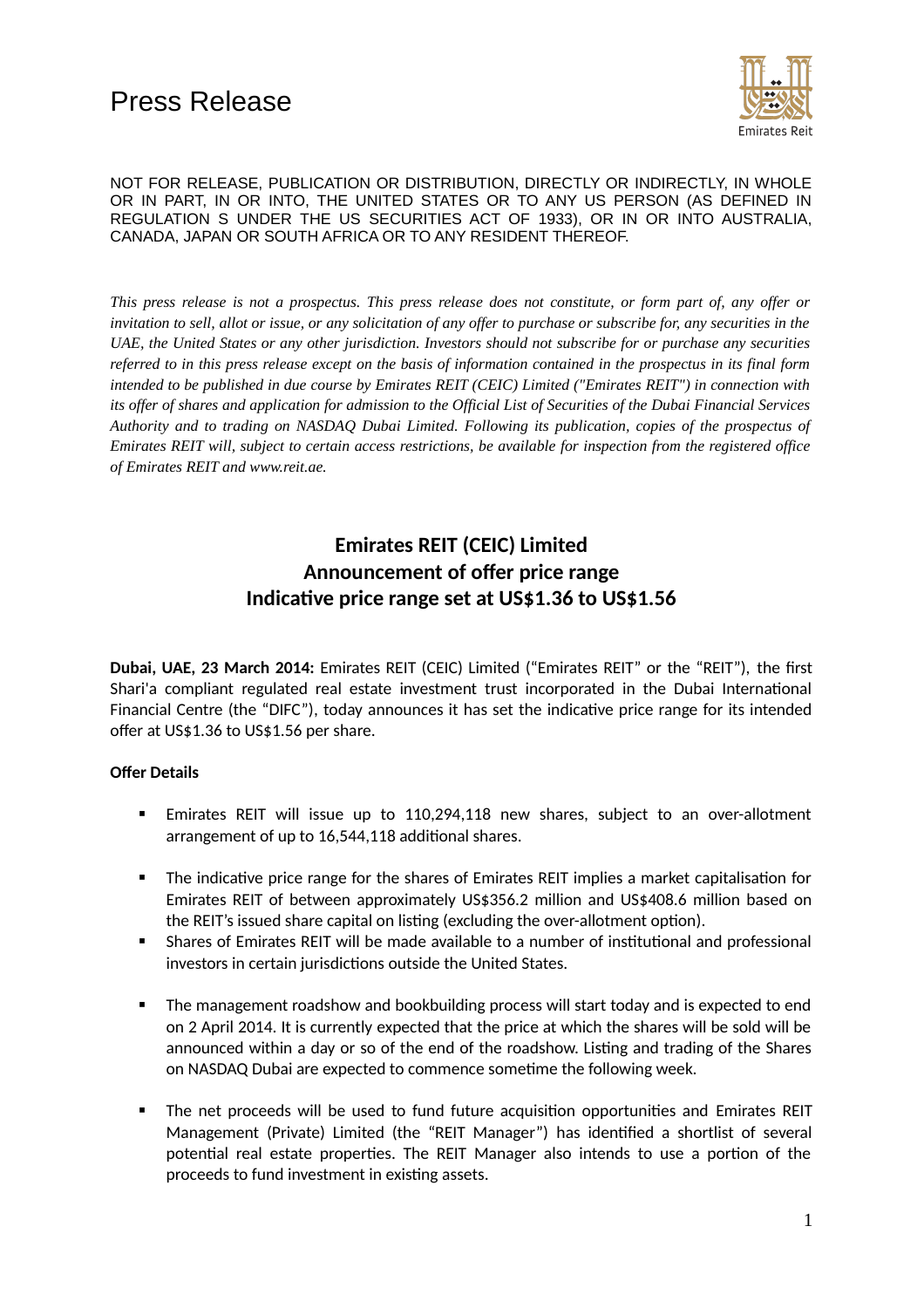# Press Release

Emirates Reit

NOT FOR RELEASE, PUBLICATION OR DISTRIBUTION, DIRECTLY OR INDIRECTLY, IN WHOLE OR IN PART, IN OR INTO, THE UNITED STATES OR TO ANY US PERSON (AS DEFINED IN REGULATION S UNDER THE US SECURITIES ACT OF 1933), OR IN OR INTO AUSTRALIA, CANADA, JAPAN OR SOUTH AFRICA OR TO ANY RESIDENT THEREOF.

*This press release is not a prospectus. This press release does not constitute, or form part of, any offer or invitation to sell, allot or issue, or any solicitation of any offer to purchase or subscribe for, any securities in the UAE, the United States or any other jurisdiction. Investors should not subscribe for or purchase any securities referred to in this press release except on the basis of information contained in the prospectus in its final form intended to be published in due course by Emirates REIT (CEIC) Limited ("Emirates REIT") in connection with its offer of shares and application for admission to the Official List of Securities of the Dubai Financial Services Authority and to trading on NASDAQ Dubai Limited. Following its publication, copies of the prospectus of Emirates REIT will, subject to certain access restrictions, be available for inspection from the registered office of Emirates REIT and www.reit.ae.*

## Emirates REIT (CEIC) Limited
## Announcement of offer price range
## Indicative price range set at US$1.36 to US$1.56

**Dubai, UAE, 23 March 2014:** Emirates REIT (CEIC) Limited ("Emirates REIT" or the "REIT"), the first Shari'a compliant regulated real estate investment trust incorporated in the Dubai International Financial Centre (the "DIFC"), today announces it has set the indicative price range for its intended offer at US$1.36 to US$1.56 per share.

**Offer Details**

- Emirates REIT will issue up to 110,294,118 new shares, subject to an over-allotment arrangement of up to 16,544,118 additional shares.
- The indicative price range for the shares of Emirates REIT implies a market capitalisation for Emirates REIT of between approximately US$356.2 million and US$408.6 million based on the REIT's issued share capital on listing (excluding the over-allotment option).
- Shares of Emirates REIT will be made available to a number of institutional and professional investors in certain jurisdictions outside the United States.
- The management roadshow and bookbuilding process will start today and is expected to end on 2 April 2014. It is currently expected that the price at which the shares will be sold will be announced within a day or so of the end of the roadshow. Listing and trading of the Shares on NASDAQ Dubai are expected to commence sometime the following week.
- The net proceeds will be used to fund future acquisition opportunities and Emirates REIT Management (Private) Limited (the "REIT Manager") has identified a shortlist of several potential real estate properties. The REIT Manager also intends to use a portion of the proceeds to fund investment in existing assets.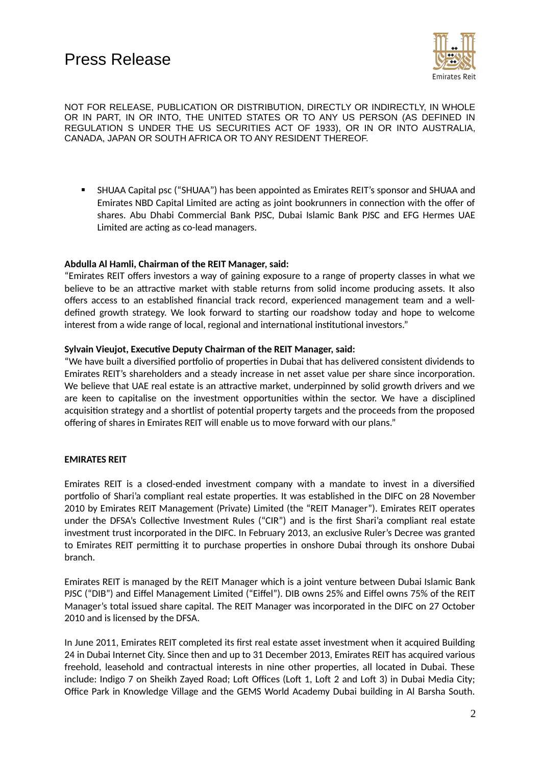# Press Release

NOT FOR RELEASE, PUBLICATION OR DISTRIBUTION, DIRECTLY OR INDIRECTLY, IN WHOLE OR IN PART, IN OR INTO, THE UNITED STATES OR TO ANY US PERSON (AS DEFINED IN REGULATION S UNDER THE US SECURITIES ACT OF 1933), OR IN OR INTO AUSTRALIA, CANADA, JAPAN OR SOUTH AFRICA OR TO ANY RESIDENT THEREOF.

- SHUAA Capital psc ("SHUAA") has been appointed as Emirates REIT's sponsor and SHUAA and Emirates NBD Capital Limited are acting as joint bookrunners in connection with the offer of shares. Abu Dhabi Commercial Bank PJSC, Dubai Islamic Bank PJSC and EFG Hermes UAE Limited are acting as co-lead managers.

**Abdulla Al Hamli, Chairman of the REIT Manager, said:**
"Emirates REIT offers investors a way of gaining exposure to a range of property classes in what we believe to be an attractive market with stable returns from solid income producing assets. It also offers access to an established financial track record, experienced management team and a well-defined growth strategy. We look forward to starting our roadshow today and hope to welcome interest from a wide range of local, regional and international institutional investors."

**Sylvain Vieujot, Executive Deputy Chairman of the REIT Manager, said:**
"We have built a diversified portfolio of properties in Dubai that has delivered consistent dividends to Emirates REIT's shareholders and a steady increase in net asset value per share since incorporation. We believe that UAE real estate is an attractive market, underpinned by solid growth drivers and we are keen to capitalise on the investment opportunities within the sector. We have a disciplined acquisition strategy and a shortlist of potential property targets and the proceeds from the proposed offering of shares in Emirates REIT will enable us to move forward with our plans."

**EMIRATES REIT**

Emirates REIT is a closed-ended investment company with a mandate to invest in a diversified portfolio of Shari'a compliant real estate properties. It was established in the DIFC on 28 November 2010 by Emirates REIT Management (Private) Limited (the "REIT Manager"). Emirates REIT operates under the DFSA's Collective Investment Rules ("CIR") and is the first Shari'a compliant real estate investment trust incorporated in the DIFC. In February 2013, an exclusive Ruler's Decree was granted to Emirates REIT permitting it to purchase properties in onshore Dubai through its onshore Dubai branch.

Emirates REIT is managed by the REIT Manager which is a joint venture between Dubai Islamic Bank PJSC ("DIB") and Eiffel Management Limited ("Eiffel"). DIB owns 25% and Eiffel owns 75% of the REIT Manager's total issued share capital. The REIT Manager was incorporated in the DIFC on 27 October 2010 and is licensed by the DFSA.

In June 2011, Emirates REIT completed its first real estate asset investment when it acquired Building 24 in Dubai Internet City. Since then and up to 31 December 2013, Emirates REIT has acquired various freehold, leasehold and contractual interests in nine other properties, all located in Dubai. These include: Indigo 7 on Sheikh Zayed Road; Loft Offices (Loft 1, Loft 2 and Loft 3) in Dubai Media City; Office Park in Knowledge Village and the GEMS World Academy Dubai building in Al Barsha South.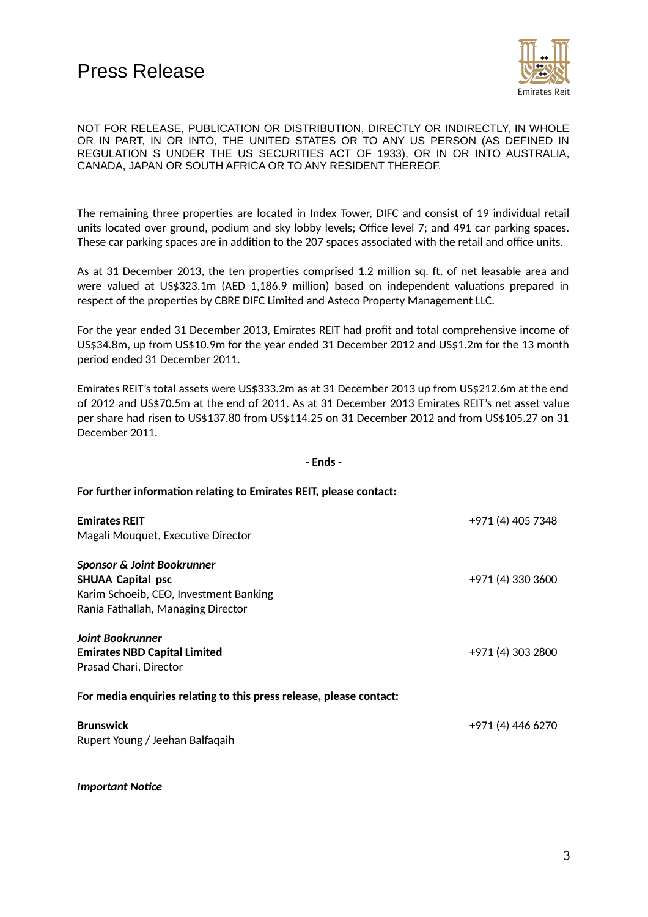# Press Release

NOT FOR RELEASE, PUBLICATION OR DISTRIBUTION, DIRECTLY OR INDIRECTLY, IN WHOLE OR IN PART, IN OR INTO, THE UNITED STATES OR TO ANY US PERSON (AS DEFINED IN REGULATION S UNDER THE US SECURITIES ACT OF 1933), OR IN OR INTO AUSTRALIA, CANADA, JAPAN OR SOUTH AFRICA OR TO ANY RESIDENT THEREOF.

The remaining three properties are located in Index Tower, DIFC and consist of 19 individual retail units located over ground, podium and sky lobby levels; Office level 7; and 491 car parking spaces. These car parking spaces are in addition to the 207 spaces associated with the retail and office units.

As at 31 December 2013, the ten properties comprised 1.2 million sq. ft. of net leasable area and were valued at US$323.1m (AED 1,186.9 million) based on independent valuations prepared in respect of the properties by CBRE DIFC Limited and Asteco Property Management LLC.

For the year ended 31 December 2013, Emirates REIT had profit and total comprehensive income of US$34.8m, up from US$10.9m for the year ended 31 December 2012 and US$1.2m for the 13 month period ended 31 December 2011.

Emirates REIT's total assets were US$333.2m as at 31 December 2013 up from US$212.6m at the end of 2012 and US$70.5m at the end of 2011. As at 31 December 2013 Emirates REIT's net asset value per share had risen to US$137.80 from US$114.25 on 31 December 2012 and from US$105.27 on 31 December 2011.

**- Ends -**

**For further information relating to Emirates REIT, please contact:**

**Emirates REIT** — +971 (4) 405 7348
Magali Mouquet, Executive Director

***Sponsor & Joint Bookrunner***
**SHUAA Capital psc** — +971 (4) 330 3600
Karim Schoeib, CEO, Investment Banking
Rania Fathallah, Managing Director

***Joint Bookrunner***
**Emirates NBD Capital Limited** — +971 (4) 303 2800
Prasad Chari, Director

**For media enquiries relating to this press release, please contact:**

**Brunswick** — +971 (4) 446 6270
Rupert Young / Jeehan Balfaqaih

***Important Notice***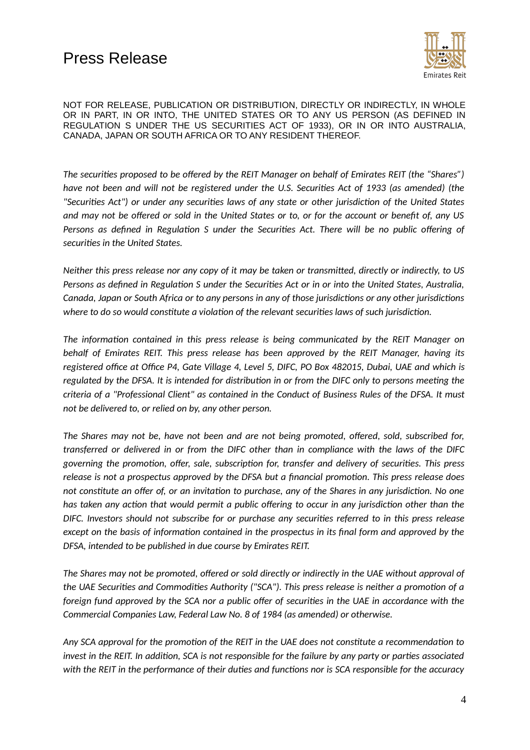# Press Release

NOT FOR RELEASE, PUBLICATION OR DISTRIBUTION, DIRECTLY OR INDIRECTLY, IN WHOLE OR IN PART, IN OR INTO, THE UNITED STATES OR TO ANY US PERSON (AS DEFINED IN REGULATION S UNDER THE US SECURITIES ACT OF 1933), OR IN OR INTO AUSTRALIA, CANADA, JAPAN OR SOUTH AFRICA OR TO ANY RESIDENT THEREOF.

*The securities proposed to be offered by the REIT Manager on behalf of Emirates REIT (the "Shares") have not been and will not be registered under the U.S. Securities Act of 1933 (as amended) (the "Securities Act") or under any securities laws of any state or other jurisdiction of the United States and may not be offered or sold in the United States or to, or for the account or benefit of, any US Persons as defined in Regulation S under the Securities Act. There will be no public offering of securities in the United States.*

*Neither this press release nor any copy of it may be taken or transmitted, directly or indirectly, to US Persons as defined in Regulation S under the Securities Act or in or into the United States, Australia, Canada, Japan or South Africa or to any persons in any of those jurisdictions or any other jurisdictions where to do so would constitute a violation of the relevant securities laws of such jurisdiction.*

*The information contained in this press release is being communicated by the REIT Manager on behalf of Emirates REIT. This press release has been approved by the REIT Manager, having its registered office at Office P4, Gate Village 4, Level 5, DIFC, PO Box 482015, Dubai, UAE and which is regulated by the DFSA. It is intended for distribution in or from the DIFC only to persons meeting the criteria of a "Professional Client" as contained in the Conduct of Business Rules of the DFSA. It must not be delivered to, or relied on by, any other person.*

*The Shares may not be, have not been and are not being promoted, offered, sold, subscribed for, transferred or delivered in or from the DIFC other than in compliance with the laws of the DIFC governing the promotion, offer, sale, subscription for, transfer and delivery of securities. This press release is not a prospectus approved by the DFSA but a financial promotion. This press release does not constitute an offer of, or an invitation to purchase, any of the Shares in any jurisdiction. No one has taken any action that would permit a public offering to occur in any jurisdiction other than the DIFC. Investors should not subscribe for or purchase any securities referred to in this press release except on the basis of information contained in the prospectus in its final form and approved by the DFSA, intended to be published in due course by Emirates REIT.*

*The Shares may not be promoted, offered or sold directly or indirectly in the UAE without approval of the UAE Securities and Commodities Authority ("SCA"). This press release is neither a promotion of a foreign fund approved by the SCA nor a public offer of securities in the UAE in accordance with the Commercial Companies Law, Federal Law No. 8 of 1984 (as amended) or otherwise.*

*Any SCA approval for the promotion of the REIT in the UAE does not constitute a recommendation to invest in the REIT. In addition, SCA is not responsible for the failure by any party or parties associated with the REIT in the performance of their duties and functions nor is SCA responsible for the accuracy*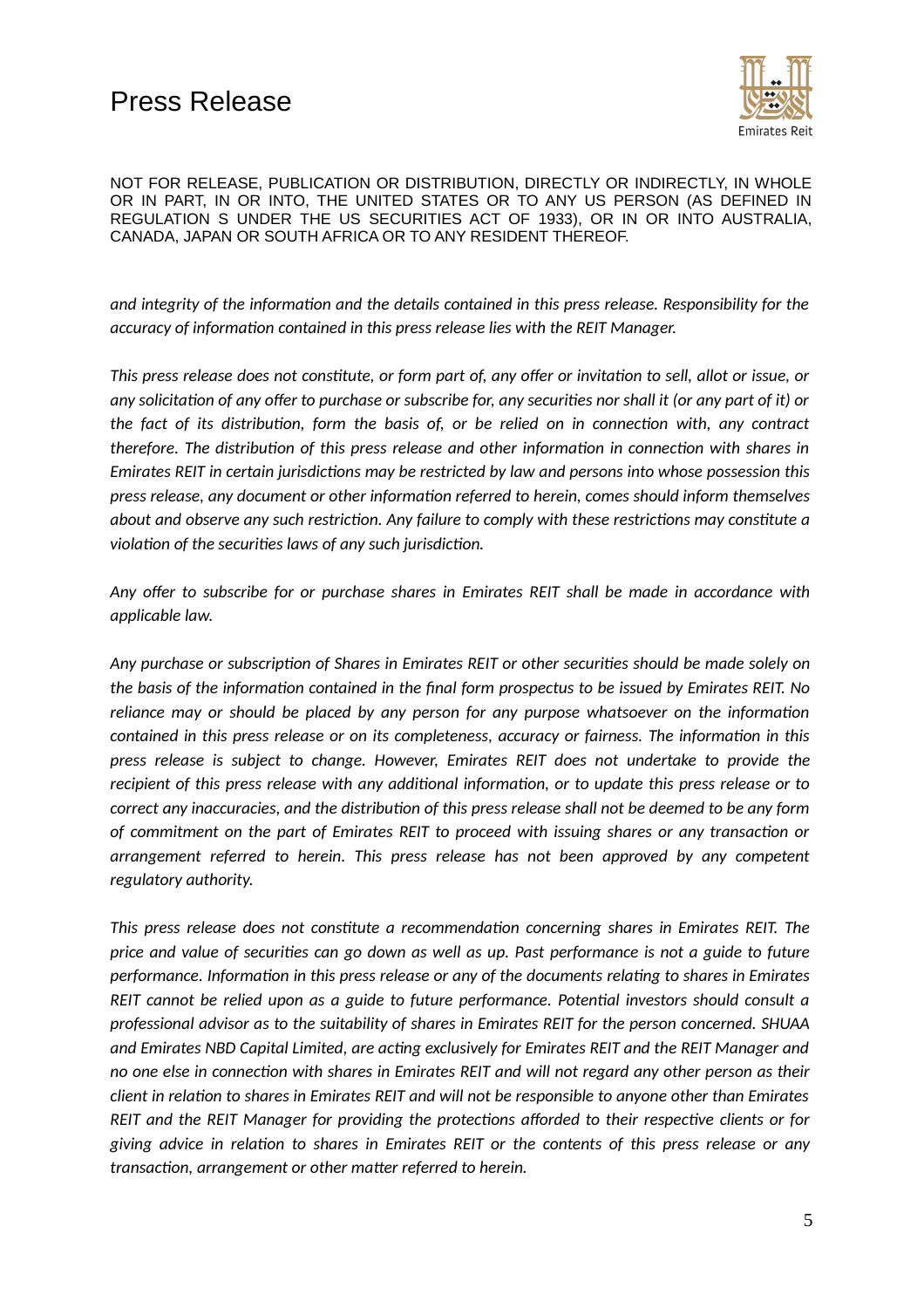NOT FOR RELEASE, PUBLICATION OR DISTRIBUTION, DIRECTLY OR INDIRECTLY, IN WHOLE OR IN PART, IN OR INTO, THE UNITED STATES OR TO ANY US PERSON (AS DEFINED IN REGULATION S UNDER THE US SECURITIES ACT OF 1933), OR IN OR INTO AUSTRALIA, CANADA, JAPAN OR SOUTH AFRICA OR TO ANY RESIDENT THEREOF.

*and integrity of the information and the details contained in this press release. Responsibility for the accuracy of information contained in this press release lies with the REIT Manager.*

*This press release does not constitute, or form part of, any offer or invitation to sell, allot or issue, or any solicitation of any offer to purchase or subscribe for, any securities nor shall it (or any part of it) or the fact of its distribution, form the basis of, or be relied on in connection with, any contract therefore. The distribution of this press release and other information in connection with shares in Emirates REIT in certain jurisdictions may be restricted by law and persons into whose possession this press release, any document or other information referred to herein, comes should inform themselves about and observe any such restriction. Any failure to comply with these restrictions may constitute a violation of the securities laws of any such jurisdiction.*

*Any offer to subscribe for or purchase shares in Emirates REIT shall be made in accordance with applicable law.*

*Any purchase or subscription of Shares in Emirates REIT or other securities should be made solely on the basis of the information contained in the final form prospectus to be issued by Emirates REIT. No reliance may or should be placed by any person for any purpose whatsoever on the information contained in this press release or on its completeness, accuracy or fairness. The information in this press release is subject to change. However, Emirates REIT does not undertake to provide the recipient of this press release with any additional information, or to update this press release or to correct any inaccuracies, and the distribution of this press release shall not be deemed to be any form of commitment on the part of Emirates REIT to proceed with issuing shares or any transaction or arrangement referred to herein. This press release has not been approved by any competent regulatory authority.*

*This press release does not constitute a recommendation concerning shares in Emirates REIT. The price and value of securities can go down as well as up. Past performance is not a guide to future performance. Information in this press release or any of the documents relating to shares in Emirates REIT cannot be relied upon as a guide to future performance. Potential investors should consult a professional advisor as to the suitability of shares in Emirates REIT for the person concerned. SHUAA and Emirates NBD Capital Limited, are acting exclusively for Emirates REIT and the REIT Manager and no one else in connection with shares in Emirates REIT and will not regard any other person as their client in relation to shares in Emirates REIT and will not be responsible to anyone other than Emirates REIT and the REIT Manager for providing the protections afforded to their respective clients or for giving advice in relation to shares in Emirates REIT or the contents of this press release or any transaction, arrangement or other matter referred to herein.*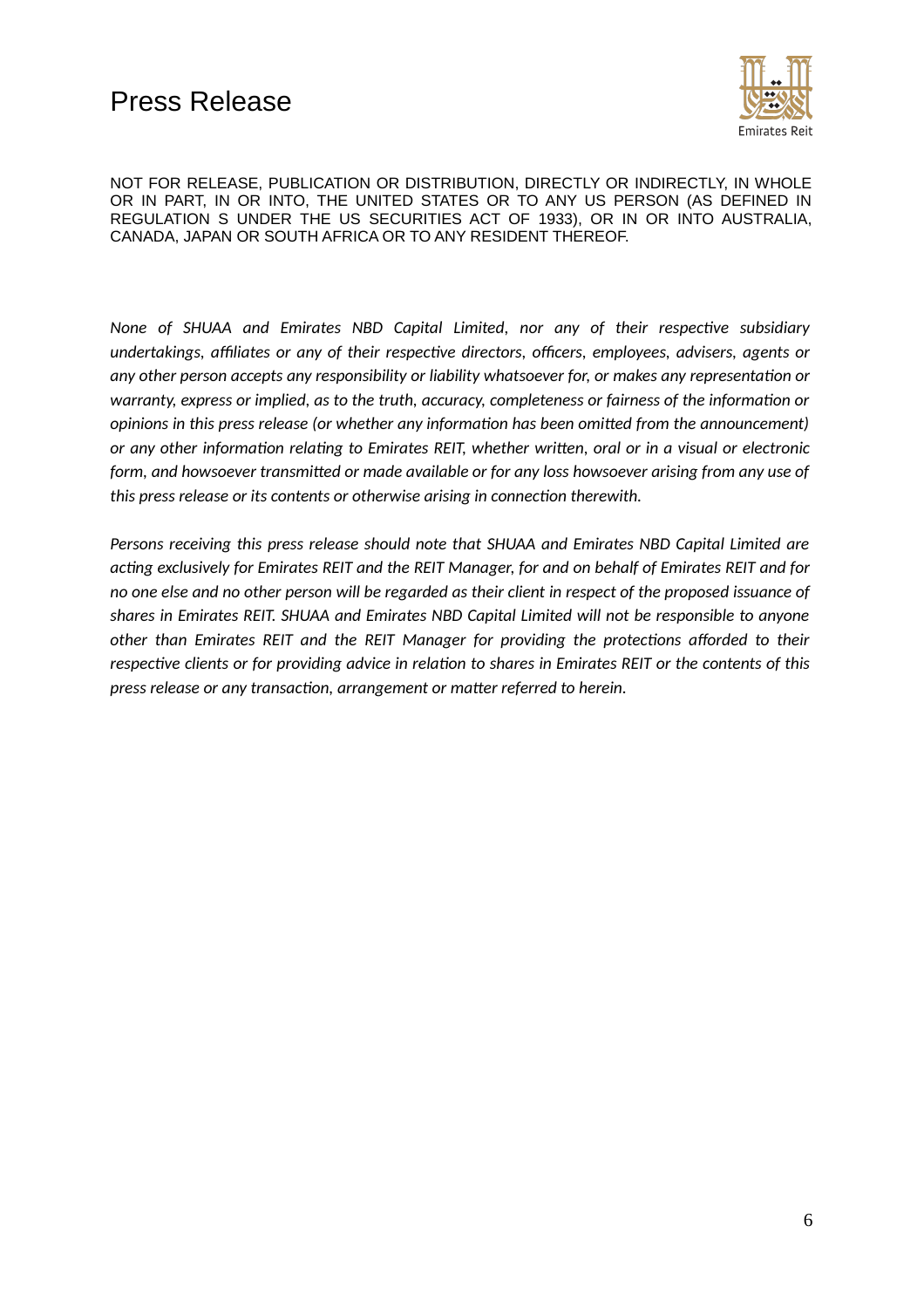NOT FOR RELEASE, PUBLICATION OR DISTRIBUTION, DIRECTLY OR INDIRECTLY, IN WHOLE OR IN PART, IN OR INTO, THE UNITED STATES OR TO ANY US PERSON (AS DEFINED IN REGULATION S UNDER THE US SECURITIES ACT OF 1933), OR IN OR INTO AUSTRALIA, CANADA, JAPAN OR SOUTH AFRICA OR TO ANY RESIDENT THEREOF.

*None of SHUAA and Emirates NBD Capital Limited, nor any of their respective subsidiary undertakings, affiliates or any of their respective directors, officers, employees, advisers, agents or any other person accepts any responsibility or liability whatsoever for, or makes any representation or warranty, express or implied, as to the truth, accuracy, completeness or fairness of the information or opinions in this press release (or whether any information has been omitted from the announcement) or any other information relating to Emirates REIT, whether written, oral or in a visual or electronic form, and howsoever transmitted or made available or for any loss howsoever arising from any use of this press release or its contents or otherwise arising in connection therewith.*

*Persons receiving this press release should note that SHUAA and Emirates NBD Capital Limited are acting exclusively for Emirates REIT and the REIT Manager, for and on behalf of Emirates REIT and for no one else and no other person will be regarded as their client in respect of the proposed issuance of shares in Emirates REIT. SHUAA and Emirates NBD Capital Limited will not be responsible to anyone other than Emirates REIT and the REIT Manager for providing the protections afforded to their respective clients or for providing advice in relation to shares in Emirates REIT or the contents of this press release or any transaction, arrangement or matter referred to herein.*